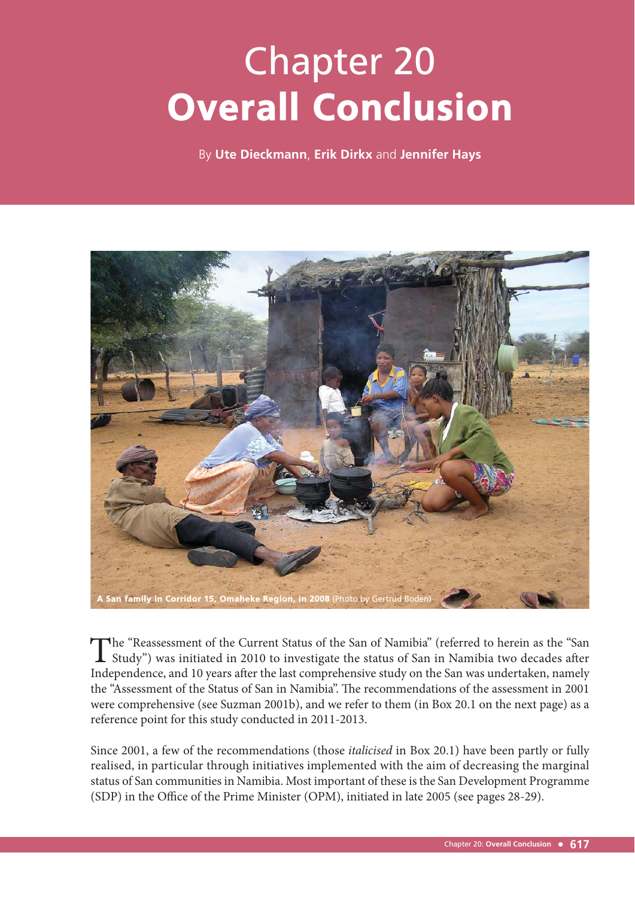# Chapter 20
# Overall Conclusion

By **Ute Dieckmann**, **Erik Dirkx** and **Jennifer Hays**

**A San family in Corridor 15, Omaheke Region, in 2008** (Photo by Gertrud Boden)

The "Reassessment of the Current Status of the San of Namibia" (referred to herein as the "San Study") was initiated in 2010 to investigate the status of San in Namibia two decades after Independence, and 10 years after the last comprehensive study on the San was undertaken, namely the "Assessment of the Status of San in Namibia". The recommendations of the assessment in 2001 were comprehensive (see Suzman 2001b), and we refer to them (in Box 20.1 on the next page) as a reference point for this study conducted in 2011-2013.

Since 2001, a few of the recommendations (those *italicised* in Box 20.1) have been partly or fully realised, in particular through initiatives implemented with the aim of decreasing the marginal status of San communities in Namibia. Most important of these is the San Development Programme (SDP) in the Office of the Prime Minister (OPM), initiated in late 2005 (see pages 28-29).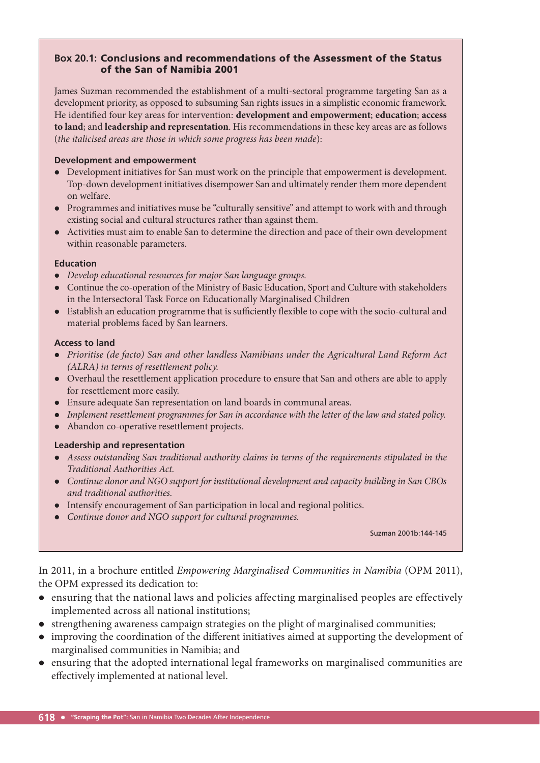### Box 20.1: Conclusions and recommendations of the Assessment of the Status of the San of Namibia 2001

James Suzman recommended the establishment of a multi-sectoral programme targeting San as a development priority, as opposed to subsuming San rights issues in a simplistic economic framework. He identified four key areas for intervention: **development and empowerment**; **education**; **access to land**; and **leadership and representation**. His recommendations in these key areas are as follows (*the italicised areas are those in which some progress has been made*):

**Development and empowerment**

- Development initiatives for San must work on the principle that empowerment is development. Top-down development initiatives disempower San and ultimately render them more dependent on welfare.
- Programmes and initiatives muse be "culturally sensitive" and attempt to work with and through existing social and cultural structures rather than against them.
- Activities must aim to enable San to determine the direction and pace of their own development within reasonable parameters.

**Education**

- *Develop educational resources for major San language groups.*
- Continue the co-operation of the Ministry of Basic Education, Sport and Culture with stakeholders in the Intersectoral Task Force on Educationally Marginalised Children
- Establish an education programme that is sufficiently flexible to cope with the socio-cultural and material problems faced by San learners.

**Access to land**

- *Prioritise (de facto) San and other landless Namibians under the Agricultural Land Reform Act (ALRA) in terms of resettlement policy.*
- Overhaul the resettlement application procedure to ensure that San and others are able to apply for resettlement more easily.
- Ensure adequate San representation on land boards in communal areas.
- *Implement resettlement programmes for San in accordance with the letter of the law and stated policy.*
- Abandon co-operative resettlement projects.

**Leadership and representation**

- *Assess outstanding San traditional authority claims in terms of the requirements stipulated in the Traditional Authorities Act.*
- *Continue donor and NGO support for institutional development and capacity building in San CBOs and traditional authorities.*
- Intensify encouragement of San participation in local and regional politics.
- *Continue donor and NGO support for cultural programmes.*

Suzman 2001b:144-145

In 2011, in a brochure entitled *Empowering Marginalised Communities in Namibia* (OPM 2011), the OPM expressed its dedication to:

- ensuring that the national laws and policies affecting marginalised peoples are effectively implemented across all national institutions;
- strengthening awareness campaign strategies on the plight of marginalised communities;
- improving the coordination of the different initiatives aimed at supporting the development of marginalised communities in Namibia; and
- ensuring that the adopted international legal frameworks on marginalised communities are effectively implemented at national level.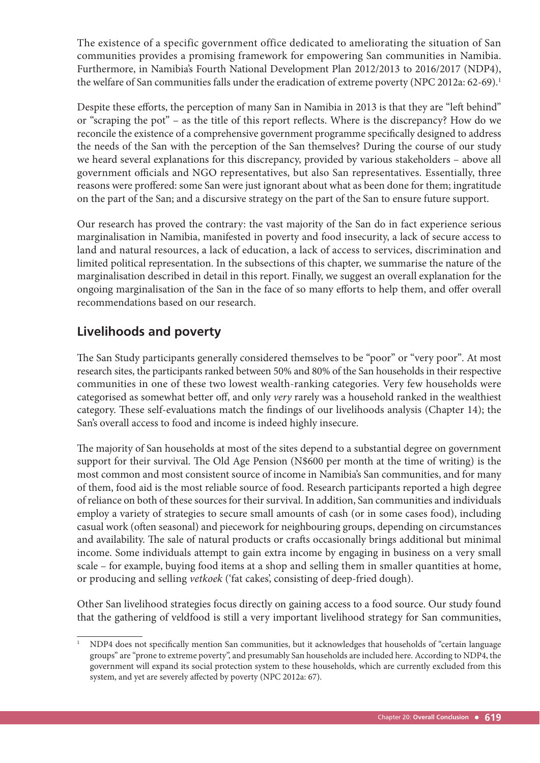The existence of a specific government office dedicated to ameliorating the situation of San communities provides a promising framework for empowering San communities in Namibia. Furthermore, in Namibia's Fourth National Development Plan 2012/2013 to 2016/2017 (NDP4), the welfare of San communities falls under the eradication of extreme poverty (NPC 2012a: 62-69).[1]

Despite these efforts, the perception of many San in Namibia in 2013 is that they are "left behind" or "scraping the pot" – as the title of this report reflects. Where is the discrepancy? How do we reconcile the existence of a comprehensive government programme specifically designed to address the needs of the San with the perception of the San themselves? During the course of our study we heard several explanations for this discrepancy, provided by various stakeholders – above all government officials and NGO representatives, but also San representatives. Essentially, three reasons were proffered: some San were just ignorant about what as been done for them; ingratitude on the part of the San; and a discursive strategy on the part of the San to ensure future support.

Our research has proved the contrary: the vast majority of the San do in fact experience serious marginalisation in Namibia, manifested in poverty and food insecurity, a lack of secure access to land and natural resources, a lack of education, a lack of access to services, discrimination and limited political representation. In the subsections of this chapter, we summarise the nature of the marginalisation described in detail in this report. Finally, we suggest an overall explanation for the ongoing marginalisation of the San in the face of so many efforts to help them, and offer overall recommendations based on our research.

## Livelihoods and poverty

The San Study participants generally considered themselves to be "poor" or "very poor". At most research sites, the participants ranked between 50% and 80% of the San households in their respective communities in one of these two lowest wealth-ranking categories. Very few households were categorised as somewhat better off, and only *very* rarely was a household ranked in the wealthiest category. These self-evaluations match the findings of our livelihoods analysis (Chapter 14); the San's overall access to food and income is indeed highly insecure.

The majority of San households at most of the sites depend to a substantial degree on government support for their survival. The Old Age Pension (N$600 per month at the time of writing) is the most common and most consistent source of income in Namibia's San communities, and for many of them, food aid is the most reliable source of food. Research participants reported a high degree of reliance on both of these sources for their survival. In addition, San communities and individuals employ a variety of strategies to secure small amounts of cash (or in some cases food), including casual work (often seasonal) and piecework for neighbouring groups, depending on circumstances and availability. The sale of natural products or crafts occasionally brings additional but minimal income. Some individuals attempt to gain extra income by engaging in business on a very small scale – for example, buying food items at a shop and selling them in smaller quantities at home, or producing and selling *vetkoek* ('fat cakes', consisting of deep-fried dough).

Other San livelihood strategies focus directly on gaining access to a food source. Our study found that the gathering of veldfood is still a very important livelihood strategy for San communities,

[1] NDP4 does not specifically mention San communities, but it acknowledges that households of "certain language groups" are "prone to extreme poverty", and presumably San households are included here. According to NDP4, the government will expand its social protection system to these households, which are currently excluded from this system, and yet are severely affected by poverty (NPC 2012a: 67).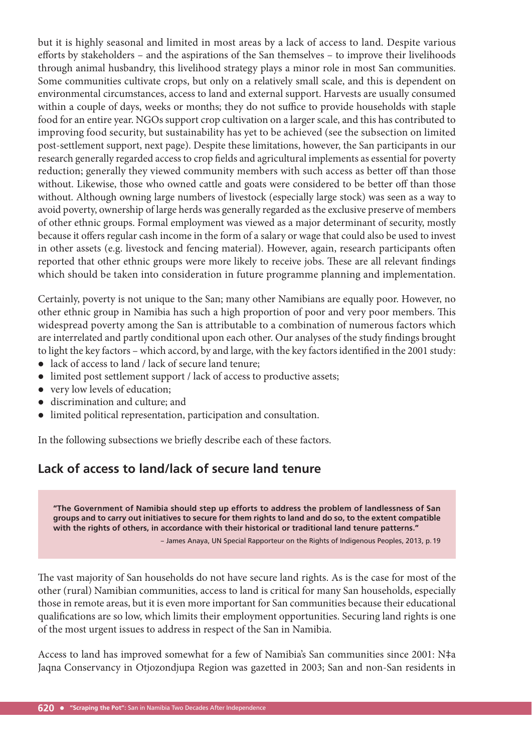but it is highly seasonal and limited in most areas by a lack of access to land. Despite various efforts by stakeholders – and the aspirations of the San themselves – to improve their livelihoods through animal husbandry, this livelihood strategy plays a minor role in most San communities. Some communities cultivate crops, but only on a relatively small scale, and this is dependent on environmental circumstances, access to land and external support. Harvests are usually consumed within a couple of days, weeks or months; they do not suffice to provide households with staple food for an entire year. NGOs support crop cultivation on a larger scale, and this has contributed to improving food security, but sustainability has yet to be achieved (see the subsection on limited post-settlement support, next page). Despite these limitations, however, the San participants in our research generally regarded access to crop fields and agricultural implements as essential for poverty reduction; generally they viewed community members with such access as better off than those without. Likewise, those who owned cattle and goats were considered to be better off than those without. Although owning large numbers of livestock (especially large stock) was seen as a way to avoid poverty, ownership of large herds was generally regarded as the exclusive preserve of members of other ethnic groups. Formal employment was viewed as a major determinant of security, mostly because it offers regular cash income in the form of a salary or wage that could also be used to invest in other assets (e.g. livestock and fencing material). However, again, research participants often reported that other ethnic groups were more likely to receive jobs. These are all relevant findings which should be taken into consideration in future programme planning and implementation.

Certainly, poverty is not unique to the San; many other Namibians are equally poor. However, no other ethnic group in Namibia has such a high proportion of poor and very poor members. This widespread poverty among the San is attributable to a combination of numerous factors which are interrelated and partly conditional upon each other. Our analyses of the study findings brought to light the key factors – which accord, by and large, with the key factors identified in the 2001 study:

- lack of access to land / lack of secure land tenure;
- limited post settlement support / lack of access to productive assets;
- very low levels of education;
- discrimination and culture; and
- limited political representation, participation and consultation.

In the following subsections we briefly describe each of these factors.

## Lack of access to land/lack of secure land tenure

> **"The Government of Namibia should step up efforts to address the problem of landlessness of San groups and to carry out initiatives to secure for them rights to land and do so, to the extent compatible with the rights of others, in accordance with their historical or traditional land tenure patterns."**
>
> – James Anaya, UN Special Rapporteur on the Rights of Indigenous Peoples, 2013, p. 19

The vast majority of San households do not have secure land rights. As is the case for most of the other (rural) Namibian communities, access to land is critical for many San households, especially those in remote areas, but it is even more important for San communities because their educational qualifications are so low, which limits their employment opportunities. Securing land rights is one of the most urgent issues to address in respect of the San in Namibia.

Access to land has improved somewhat for a few of Namibia's San communities since 2001: N‡a Jaqna Conservancy in Otjozondjupa Region was gazetted in 2003; San and non-San residents in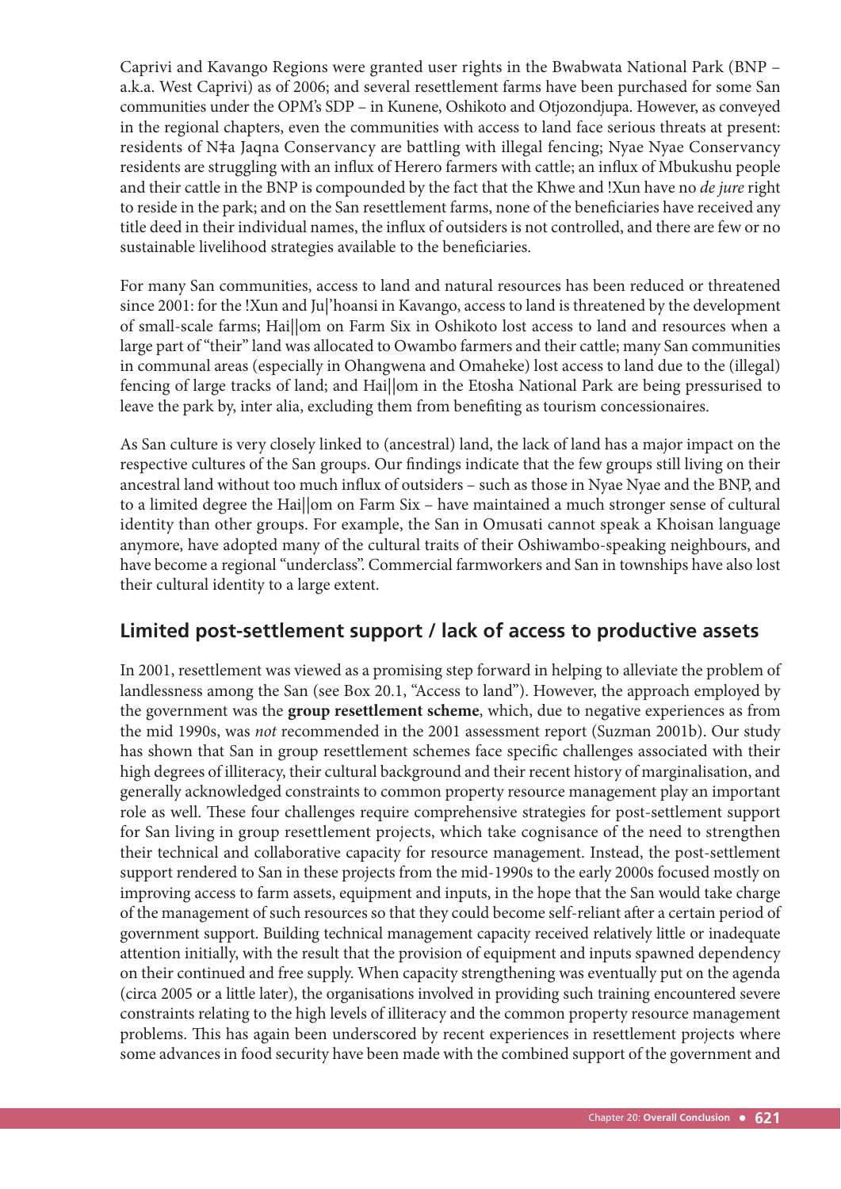Caprivi and Kavango Regions were granted user rights in the Bwabwata National Park (BNP – a.k.a. West Caprivi) as of 2006; and several resettlement farms have been purchased for some San communities under the OPM's SDP – in Kunene, Oshikoto and Otjozondjupa. However, as conveyed in the regional chapters, even the communities with access to land face serious threats at present: residents of N‡a Jaqna Conservancy are battling with illegal fencing; Nyae Nyae Conservancy residents are struggling with an influx of Herero farmers with cattle; an influx of Mbukushu people and their cattle in the BNP is compounded by the fact that the Khwe and !Xun have no *de jure* right to reside in the park; and on the San resettlement farms, none of the beneficiaries have received any title deed in their individual names, the influx of outsiders is not controlled, and there are few or no sustainable livelihood strategies available to the beneficiaries.

For many San communities, access to land and natural resources has been reduced or threatened since 2001: for the !Xun and Ju|'hoansi in Kavango, access to land is threatened by the development of small-scale farms; Hai||om on Farm Six in Oshikoto lost access to land and resources when a large part of "their" land was allocated to Owambo farmers and their cattle; many San communities in communal areas (especially in Ohangwena and Omaheke) lost access to land due to the (illegal) fencing of large tracks of land; and Hai||om in the Etosha National Park are being pressurised to leave the park by, inter alia, excluding them from benefiting as tourism concessionaires.

As San culture is very closely linked to (ancestral) land, the lack of land has a major impact on the respective cultures of the San groups. Our findings indicate that the few groups still living on their ancestral land without too much influx of outsiders – such as those in Nyae Nyae and the BNP, and to a limited degree the Hai||om on Farm Six – have maintained a much stronger sense of cultural identity than other groups. For example, the San in Omusati cannot speak a Khoisan language anymore, have adopted many of the cultural traits of their Oshiwambo-speaking neighbours, and have become a regional "underclass". Commercial farmworkers and San in townships have also lost their cultural identity to a large extent.

## Limited post-settlement support / lack of access to productive assets

In 2001, resettlement was viewed as a promising step forward in helping to alleviate the problem of landlessness among the San (see Box 20.1, "Access to land"). However, the approach employed by the government was the **group resettlement scheme**, which, due to negative experiences as from the mid 1990s, was *not* recommended in the 2001 assessment report (Suzman 2001b). Our study has shown that San in group resettlement schemes face specific challenges associated with their high degrees of illiteracy, their cultural background and their recent history of marginalisation, and generally acknowledged constraints to common property resource management play an important role as well. These four challenges require comprehensive strategies for post-settlement support for San living in group resettlement projects, which take cognisance of the need to strengthen their technical and collaborative capacity for resource management. Instead, the post-settlement support rendered to San in these projects from the mid-1990s to the early 2000s focused mostly on improving access to farm assets, equipment and inputs, in the hope that the San would take charge of the management of such resources so that they could become self-reliant after a certain period of government support. Building technical management capacity received relatively little or inadequate attention initially, with the result that the provision of equipment and inputs spawned dependency on their continued and free supply. When capacity strengthening was eventually put on the agenda (circa 2005 or a little later), the organisations involved in providing such training encountered severe constraints relating to the high levels of illiteracy and the common property resource management problems. This has again been underscored by recent experiences in resettlement projects where some advances in food security have been made with the combined support of the government and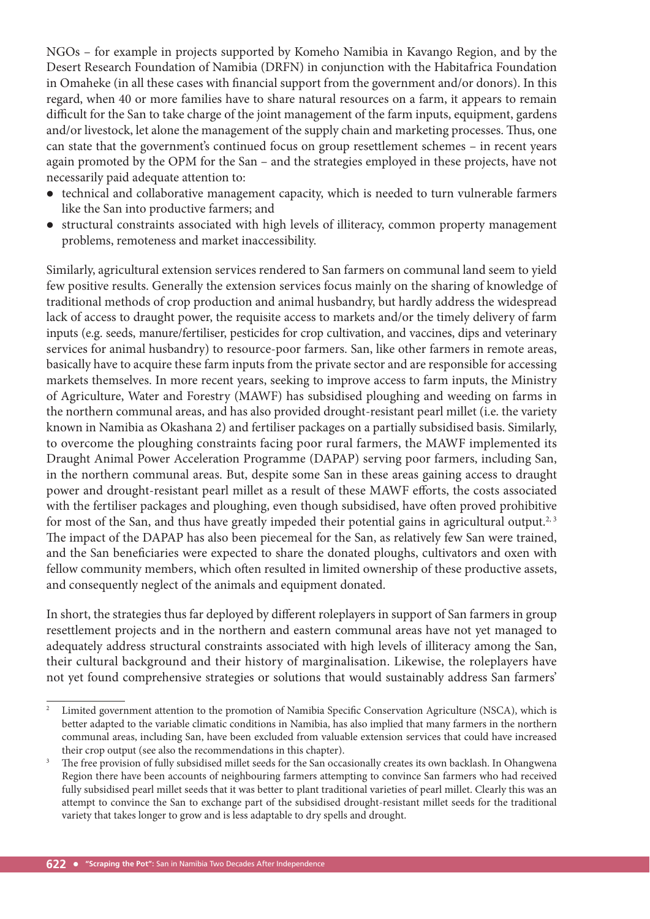NGOs – for example in projects supported by Komeho Namibia in Kavango Region, and by the Desert Research Foundation of Namibia (DRFN) in conjunction with the Habitafrica Foundation in Omaheke (in all these cases with financial support from the government and/or donors). In this regard, when 40 or more families have to share natural resources on a farm, it appears to remain difficult for the San to take charge of the joint management of the farm inputs, equipment, gardens and/or livestock, let alone the management of the supply chain and marketing processes. Thus, one can state that the government's continued focus on group resettlement schemes – in recent years again promoted by the OPM for the San – and the strategies employed in these projects, have not necessarily paid adequate attention to:

- technical and collaborative management capacity, which is needed to turn vulnerable farmers like the San into productive farmers; and
- structural constraints associated with high levels of illiteracy, common property management problems, remoteness and market inaccessibility.

Similarly, agricultural extension services rendered to San farmers on communal land seem to yield few positive results. Generally the extension services focus mainly on the sharing of knowledge of traditional methods of crop production and animal husbandry, but hardly address the widespread lack of access to draught power, the requisite access to markets and/or the timely delivery of farm inputs (e.g. seeds, manure/fertiliser, pesticides for crop cultivation, and vaccines, dips and veterinary services for animal husbandry) to resource-poor farmers. San, like other farmers in remote areas, basically have to acquire these farm inputs from the private sector and are responsible for accessing markets themselves. In more recent years, seeking to improve access to farm inputs, the Ministry of Agriculture, Water and Forestry (MAWF) has subsidised ploughing and weeding on farms in the northern communal areas, and has also provided drought-resistant pearl millet (i.e. the variety known in Namibia as Okashana 2) and fertiliser packages on a partially subsidised basis. Similarly, to overcome the ploughing constraints facing poor rural farmers, the MAWF implemented its Draught Animal Power Acceleration Programme (DAPAP) serving poor farmers, including San, in the northern communal areas. But, despite some San in these areas gaining access to draught power and drought-resistant pearl millet as a result of these MAWF efforts, the costs associated with the fertiliser packages and ploughing, even though subsidised, have often proved prohibitive for most of the San, and thus have greatly impeded their potential gains in agricultural output.[2, 3] The impact of the DAPAP has also been piecemeal for the San, as relatively few San were trained, and the San beneficiaries were expected to share the donated ploughs, cultivators and oxen with fellow community members, which often resulted in limited ownership of these productive assets, and consequently neglect of the animals and equipment donated.

In short, the strategies thus far deployed by different roleplayers in support of San farmers in group resettlement projects and in the northern and eastern communal areas have not yet managed to adequately address structural constraints associated with high levels of illiteracy among the San, their cultural background and their history of marginalisation. Likewise, the roleplayers have not yet found comprehensive strategies or solutions that would sustainably address San farmers'

---

[2] Limited government attention to the promotion of Namibia Specific Conservation Agriculture (NSCA), which is better adapted to the variable climatic conditions in Namibia, has also implied that many farmers in the northern communal areas, including San, have been excluded from valuable extension services that could have increased their crop output (see also the recommendations in this chapter).

[3] The free provision of fully subsidised millet seeds for the San occasionally creates its own backlash. In Ohangwena Region there have been accounts of neighbouring farmers attempting to convince San farmers who had received fully subsidised pearl millet seeds that it was better to plant traditional varieties of pearl millet. Clearly this was an attempt to convince the San to exchange part of the subsidised drought-resistant millet seeds for the traditional variety that takes longer to grow and is less adaptable to dry spells and drought.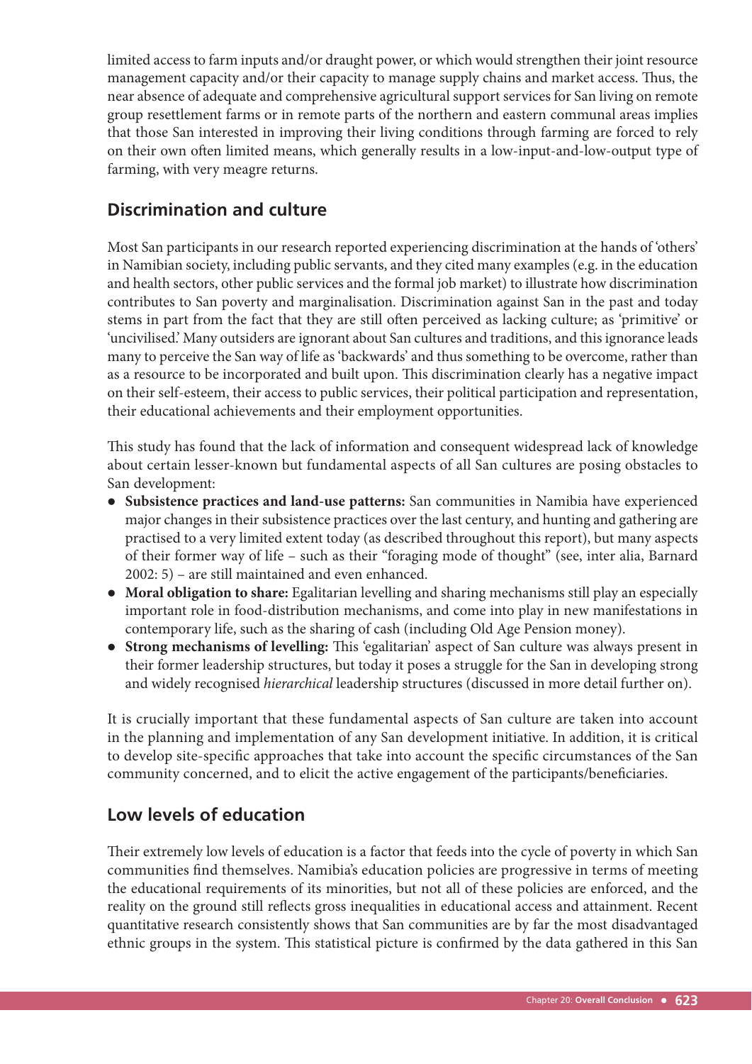limited access to farm inputs and/or draught power, or which would strengthen their joint resource management capacity and/or their capacity to manage supply chains and market access. Thus, the near absence of adequate and comprehensive agricultural support services for San living on remote group resettlement farms or in remote parts of the northern and eastern communal areas implies that those San interested in improving their living conditions through farming are forced to rely on their own often limited means, which generally results in a low-input-and-low-output type of farming, with very meagre returns.

## Discrimination and culture

Most San participants in our research reported experiencing discrimination at the hands of 'others' in Namibian society, including public servants, and they cited many examples (e.g. in the education and health sectors, other public services and the formal job market) to illustrate how discrimination contributes to San poverty and marginalisation. Discrimination against San in the past and today stems in part from the fact that they are still often perceived as lacking culture; as 'primitive' or 'uncivilised.' Many outsiders are ignorant about San cultures and traditions, and this ignorance leads many to perceive the San way of life as 'backwards' and thus something to be overcome, rather than as a resource to be incorporated and built upon. This discrimination clearly has a negative impact on their self-esteem, their access to public services, their political participation and representation, their educational achievements and their employment opportunities.

This study has found that the lack of information and consequent widespread lack of knowledge about certain lesser-known but fundamental aspects of all San cultures are posing obstacles to San development:

- **Subsistence practices and land-use patterns:** San communities in Namibia have experienced major changes in their subsistence practices over the last century, and hunting and gathering are practised to a very limited extent today (as described throughout this report), but many aspects of their former way of life – such as their "foraging mode of thought" (see, inter alia, Barnard 2002: 5) – are still maintained and even enhanced.
- **Moral obligation to share:** Egalitarian levelling and sharing mechanisms still play an especially important role in food-distribution mechanisms, and come into play in new manifestations in contemporary life, such as the sharing of cash (including Old Age Pension money).
- **Strong mechanisms of levelling:** This 'egalitarian' aspect of San culture was always present in their former leadership structures, but today it poses a struggle for the San in developing strong and widely recognised *hierarchical* leadership structures (discussed in more detail further on).

It is crucially important that these fundamental aspects of San culture are taken into account in the planning and implementation of any San development initiative. In addition, it is critical to develop site-specific approaches that take into account the specific circumstances of the San community concerned, and to elicit the active engagement of the participants/beneficiaries.

## Low levels of education

Their extremely low levels of education is a factor that feeds into the cycle of poverty in which San communities find themselves. Namibia's education policies are progressive in terms of meeting the educational requirements of its minorities, but not all of these policies are enforced, and the reality on the ground still reflects gross inequalities in educational access and attainment. Recent quantitative research consistently shows that San communities are by far the most disadvantaged ethnic groups in the system. This statistical picture is confirmed by the data gathered in this San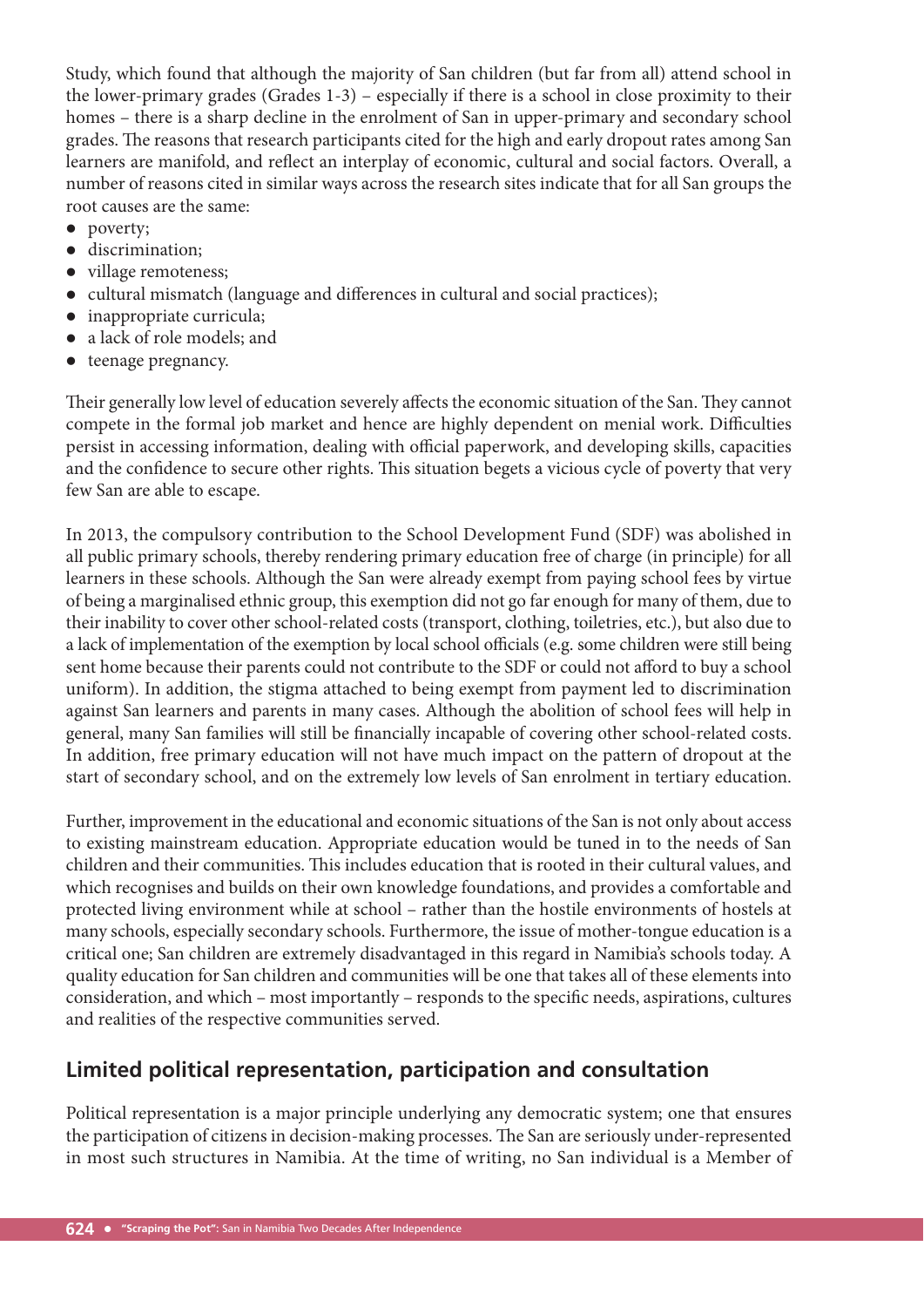Study, which found that although the majority of San children (but far from all) attend school in the lower-primary grades (Grades 1-3) – especially if there is a school in close proximity to their homes – there is a sharp decline in the enrolment of San in upper-primary and secondary school grades. The reasons that research participants cited for the high and early dropout rates among San learners are manifold, and reflect an interplay of economic, cultural and social factors. Overall, a number of reasons cited in similar ways across the research sites indicate that for all San groups the root causes are the same:

- poverty;
- discrimination;
- village remoteness;
- cultural mismatch (language and differences in cultural and social practices);
- inappropriate curricula;
- a lack of role models; and
- teenage pregnancy.

Their generally low level of education severely affects the economic situation of the San. They cannot compete in the formal job market and hence are highly dependent on menial work. Difficulties persist in accessing information, dealing with official paperwork, and developing skills, capacities and the confidence to secure other rights. This situation begets a vicious cycle of poverty that very few San are able to escape.

In 2013, the compulsory contribution to the School Development Fund (SDF) was abolished in all public primary schools, thereby rendering primary education free of charge (in principle) for all learners in these schools. Although the San were already exempt from paying school fees by virtue of being a marginalised ethnic group, this exemption did not go far enough for many of them, due to their inability to cover other school-related costs (transport, clothing, toiletries, etc.), but also due to a lack of implementation of the exemption by local school officials (e.g. some children were still being sent home because their parents could not contribute to the SDF or could not afford to buy a school uniform). In addition, the stigma attached to being exempt from payment led to discrimination against San learners and parents in many cases. Although the abolition of school fees will help in general, many San families will still be financially incapable of covering other school-related costs. In addition, free primary education will not have much impact on the pattern of dropout at the start of secondary school, and on the extremely low levels of San enrolment in tertiary education.

Further, improvement in the educational and economic situations of the San is not only about access to existing mainstream education. Appropriate education would be tuned in to the needs of San children and their communities. This includes education that is rooted in their cultural values, and which recognises and builds on their own knowledge foundations, and provides a comfortable and protected living environment while at school – rather than the hostile environments of hostels at many schools, especially secondary schools. Furthermore, the issue of mother-tongue education is a critical one; San children are extremely disadvantaged in this regard in Namibia's schools today. A quality education for San children and communities will be one that takes all of these elements into consideration, and which – most importantly – responds to the specific needs, aspirations, cultures and realities of the respective communities served.

## Limited political representation, participation and consultation

Political representation is a major principle underlying any democratic system; one that ensures the participation of citizens in decision-making processes. The San are seriously under-represented in most such structures in Namibia. At the time of writing, no San individual is a Member of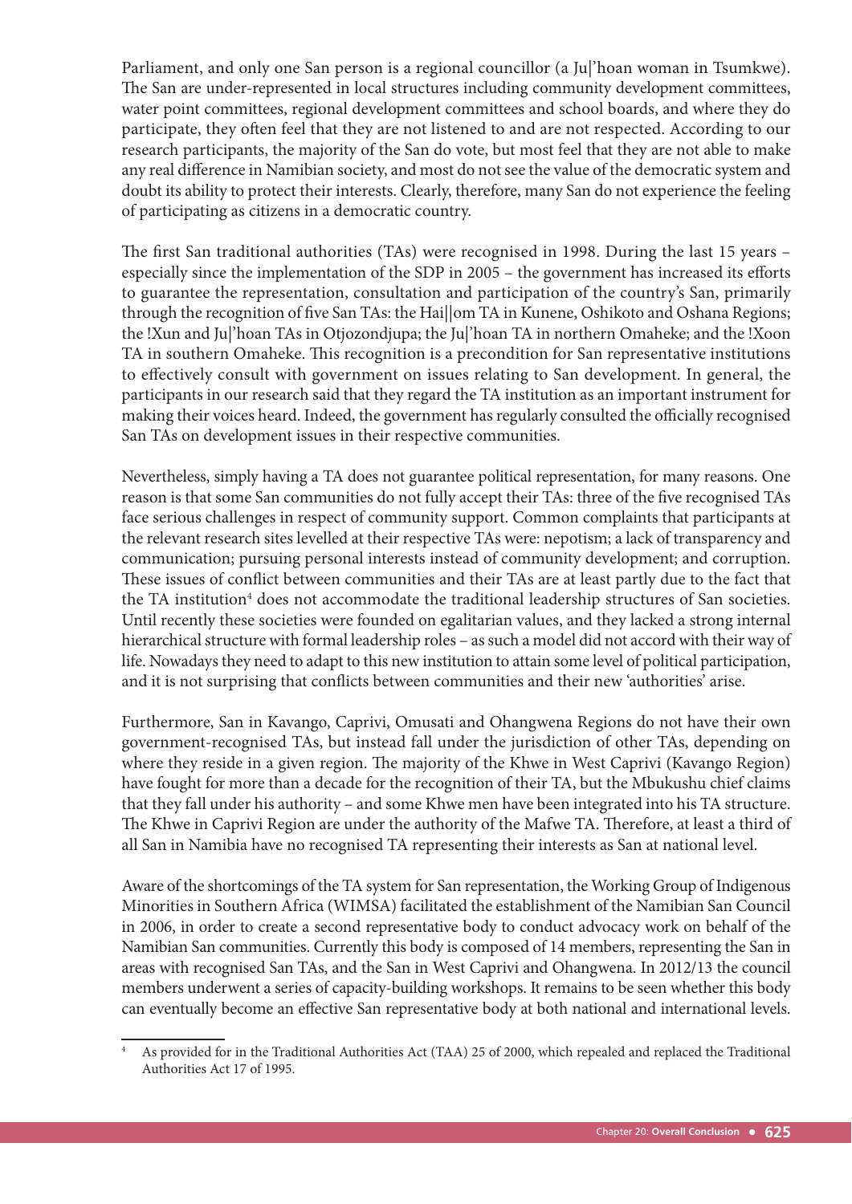Parliament, and only one San person is a regional councillor (a Ju|'hoan woman in Tsumkwe). The San are under-represented in local structures including community development committees, water point committees, regional development committees and school boards, and where they do participate, they often feel that they are not listened to and are not respected. According to our research participants, the majority of the San do vote, but most feel that they are not able to make any real difference in Namibian society, and most do not see the value of the democratic system and doubt its ability to protect their interests. Clearly, therefore, many San do not experience the feeling of participating as citizens in a democratic country.

The first San traditional authorities (TAs) were recognised in 1998. During the last 15 years – especially since the implementation of the SDP in 2005 – the government has increased its efforts to guarantee the representation, consultation and participation of the country's San, primarily through the recognition of five San TAs: the Hai||om TA in Kunene, Oshikoto and Oshana Regions; the !Xun and Ju|'hoan TAs in Otjozondjupa; the Ju|'hoan TA in northern Omaheke; and the !Xoon TA in southern Omaheke. This recognition is a precondition for San representative institutions to effectively consult with government on issues relating to San development. In general, the participants in our research said that they regard the TA institution as an important instrument for making their voices heard. Indeed, the government has regularly consulted the officially recognised San TAs on development issues in their respective communities.

Nevertheless, simply having a TA does not guarantee political representation, for many reasons. One reason is that some San communities do not fully accept their TAs: three of the five recognised TAs face serious challenges in respect of community support. Common complaints that participants at the relevant research sites levelled at their respective TAs were: nepotism; a lack of transparency and communication; pursuing personal interests instead of community development; and corruption. These issues of conflict between communities and their TAs are at least partly due to the fact that the TA institution[4] does not accommodate the traditional leadership structures of San societies. Until recently these societies were founded on egalitarian values, and they lacked a strong internal hierarchical structure with formal leadership roles – as such a model did not accord with their way of life. Nowadays they need to adapt to this new institution to attain some level of political participation, and it is not surprising that conflicts between communities and their new 'authorities' arise.

Furthermore, San in Kavango, Caprivi, Omusati and Ohangwena Regions do not have their own government-recognised TAs, but instead fall under the jurisdiction of other TAs, depending on where they reside in a given region. The majority of the Khwe in West Caprivi (Kavango Region) have fought for more than a decade for the recognition of their TA, but the Mbukushu chief claims that they fall under his authority – and some Khwe men have been integrated into his TA structure. The Khwe in Caprivi Region are under the authority of the Mafwe TA. Therefore, at least a third of all San in Namibia have no recognised TA representing their interests as San at national level.

Aware of the shortcomings of the TA system for San representation, the Working Group of Indigenous Minorities in Southern Africa (WIMSA) facilitated the establishment of the Namibian San Council in 2006, in order to create a second representative body to conduct advocacy work on behalf of the Namibian San communities. Currently this body is composed of 14 members, representing the San in areas with recognised San TAs, and the San in West Caprivi and Ohangwena. In 2012/13 the council members underwent a series of capacity-building workshops. It remains to be seen whether this body can eventually become an effective San representative body at both national and international levels.

[4] As provided for in the Traditional Authorities Act (TAA) 25 of 2000, which repealed and replaced the Traditional Authorities Act 17 of 1995.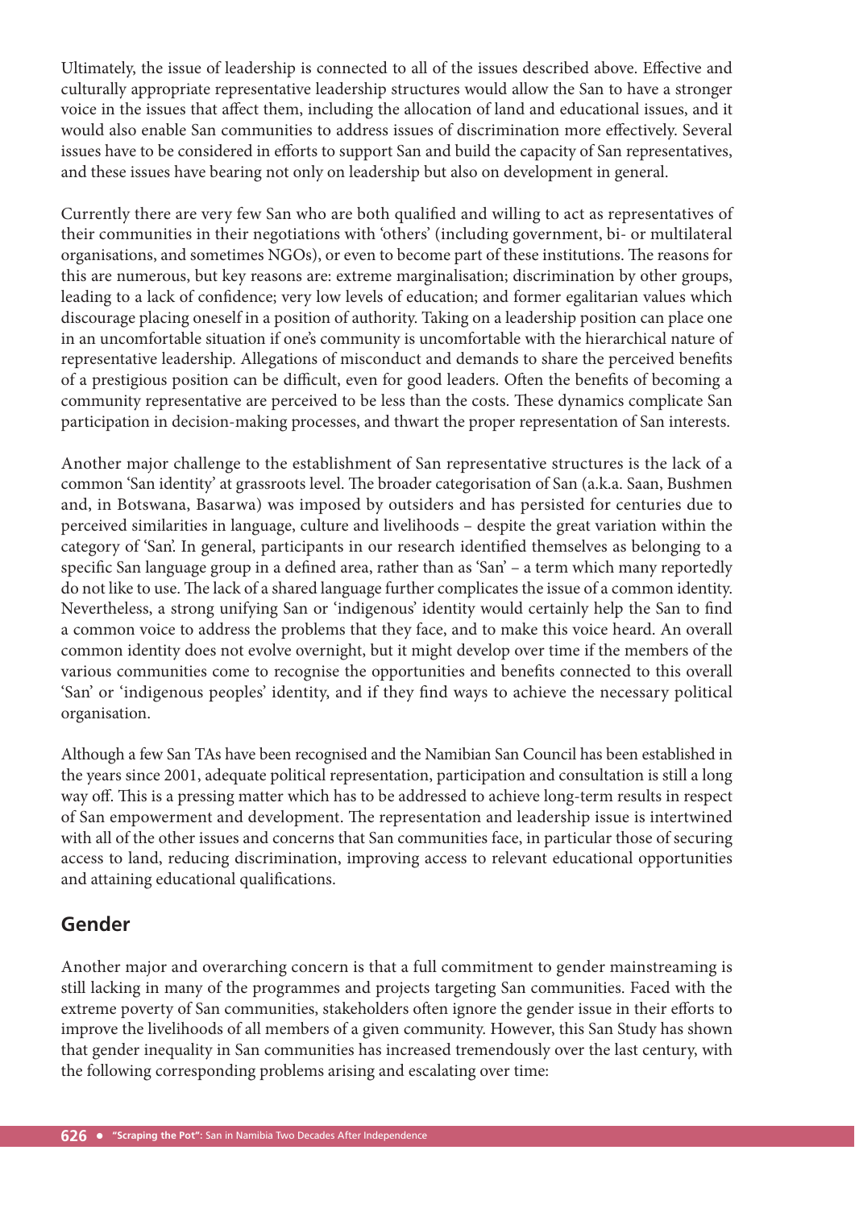Ultimately, the issue of leadership is connected to all of the issues described above. Effective and culturally appropriate representative leadership structures would allow the San to have a stronger voice in the issues that affect them, including the allocation of land and educational issues, and it would also enable San communities to address issues of discrimination more effectively. Several issues have to be considered in efforts to support San and build the capacity of San representatives, and these issues have bearing not only on leadership but also on development in general.

Currently there are very few San who are both qualified and willing to act as representatives of their communities in their negotiations with 'others' (including government, bi- or multilateral organisations, and sometimes NGOs), or even to become part of these institutions. The reasons for this are numerous, but key reasons are: extreme marginalisation; discrimination by other groups, leading to a lack of confidence; very low levels of education; and former egalitarian values which discourage placing oneself in a position of authority. Taking on a leadership position can place one in an uncomfortable situation if one's community is uncomfortable with the hierarchical nature of representative leadership. Allegations of misconduct and demands to share the perceived benefits of a prestigious position can be difficult, even for good leaders. Often the benefits of becoming a community representative are perceived to be less than the costs. These dynamics complicate San participation in decision-making processes, and thwart the proper representation of San interests.

Another major challenge to the establishment of San representative structures is the lack of a common 'San identity' at grassroots level. The broader categorisation of San (a.k.a. Saan, Bushmen and, in Botswana, Basarwa) was imposed by outsiders and has persisted for centuries due to perceived similarities in language, culture and livelihoods – despite the great variation within the category of 'San'. In general, participants in our research identified themselves as belonging to a specific San language group in a defined area, rather than as 'San' – a term which many reportedly do not like to use. The lack of a shared language further complicates the issue of a common identity. Nevertheless, a strong unifying San or 'indigenous' identity would certainly help the San to find a common voice to address the problems that they face, and to make this voice heard. An overall common identity does not evolve overnight, but it might develop over time if the members of the various communities come to recognise the opportunities and benefits connected to this overall 'San' or 'indigenous peoples' identity, and if they find ways to achieve the necessary political organisation.

Although a few San TAs have been recognised and the Namibian San Council has been established in the years since 2001, adequate political representation, participation and consultation is still a long way off. This is a pressing matter which has to be addressed to achieve long-term results in respect of San empowerment and development. The representation and leadership issue is intertwined with all of the other issues and concerns that San communities face, in particular those of securing access to land, reducing discrimination, improving access to relevant educational opportunities and attaining educational qualifications.

## Gender

Another major and overarching concern is that a full commitment to gender mainstreaming is still lacking in many of the programmes and projects targeting San communities. Faced with the extreme poverty of San communities, stakeholders often ignore the gender issue in their efforts to improve the livelihoods of all members of a given community. However, this San Study has shown that gender inequality in San communities has increased tremendously over the last century, with the following corresponding problems arising and escalating over time: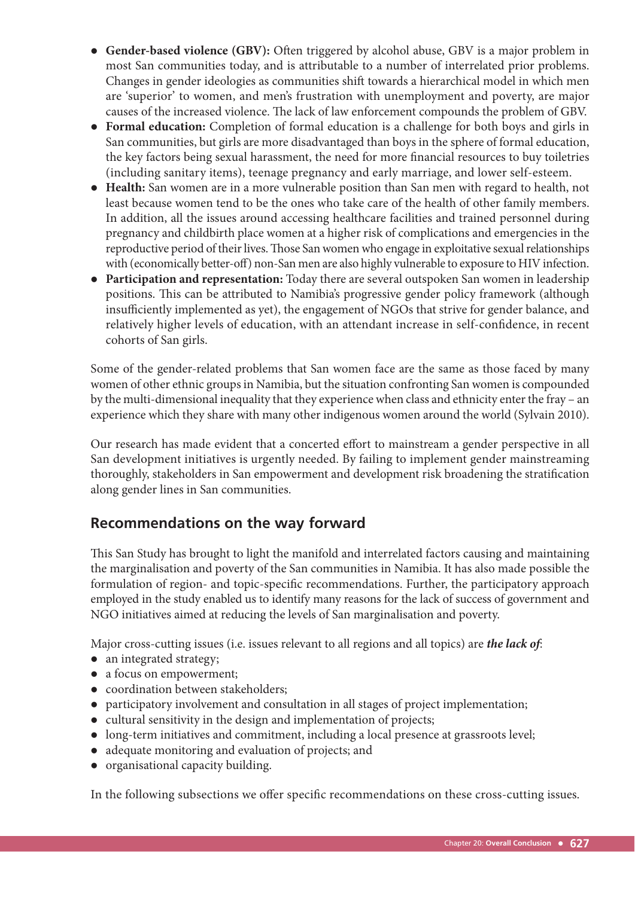- **Gender-based violence (GBV):** Often triggered by alcohol abuse, GBV is a major problem in most San communities today, and is attributable to a number of interrelated prior problems. Changes in gender ideologies as communities shift towards a hierarchical model in which men are 'superior' to women, and men's frustration with unemployment and poverty, are major causes of the increased violence. The lack of law enforcement compounds the problem of GBV.
- **Formal education:** Completion of formal education is a challenge for both boys and girls in San communities, but girls are more disadvantaged than boys in the sphere of formal education, the key factors being sexual harassment, the need for more financial resources to buy toiletries (including sanitary items), teenage pregnancy and early marriage, and lower self-esteem.
- **Health:** San women are in a more vulnerable position than San men with regard to health, not least because women tend to be the ones who take care of the health of other family members. In addition, all the issues around accessing healthcare facilities and trained personnel during pregnancy and childbirth place women at a higher risk of complications and emergencies in the reproductive period of their lives. Those San women who engage in exploitative sexual relationships with (economically better-off) non-San men are also highly vulnerable to exposure to HIV infection.
- **Participation and representation:** Today there are several outspoken San women in leadership positions. This can be attributed to Namibia's progressive gender policy framework (although insufficiently implemented as yet), the engagement of NGOs that strive for gender balance, and relatively higher levels of education, with an attendant increase in self-confidence, in recent cohorts of San girls.

Some of the gender-related problems that San women face are the same as those faced by many women of other ethnic groups in Namibia, but the situation confronting San women is compounded by the multi-dimensional inequality that they experience when class and ethnicity enter the fray – an experience which they share with many other indigenous women around the world (Sylvain 2010).

Our research has made evident that a concerted effort to mainstream a gender perspective in all San development initiatives is urgently needed. By failing to implement gender mainstreaming thoroughly, stakeholders in San empowerment and development risk broadening the stratification along gender lines in San communities.

## Recommendations on the way forward

This San Study has brought to light the manifold and interrelated factors causing and maintaining the marginalisation and poverty of the San communities in Namibia. It has also made possible the formulation of region- and topic-specific recommendations. Further, the participatory approach employed in the study enabled us to identify many reasons for the lack of success of government and NGO initiatives aimed at reducing the levels of San marginalisation and poverty.

Major cross-cutting issues (i.e. issues relevant to all regions and all topics) are ***the lack of***:

- an integrated strategy;
- a focus on empowerment;
- coordination between stakeholders;
- participatory involvement and consultation in all stages of project implementation;
- cultural sensitivity in the design and implementation of projects;
- long-term initiatives and commitment, including a local presence at grassroots level;
- adequate monitoring and evaluation of projects; and
- organisational capacity building.

In the following subsections we offer specific recommendations on these cross-cutting issues.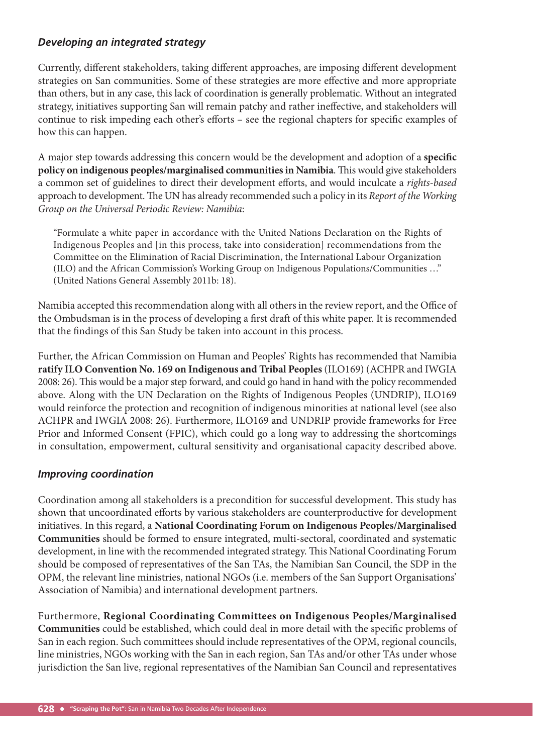### *Developing an integrated strategy*

Currently, different stakeholders, taking different approaches, are imposing different development strategies on San communities. Some of these strategies are more effective and more appropriate than others, but in any case, this lack of coordination is generally problematic. Without an integrated strategy, initiatives supporting San will remain patchy and rather ineffective, and stakeholders will continue to risk impeding each other's efforts – see the regional chapters for specific examples of how this can happen.

A major step towards addressing this concern would be the development and adoption of a **specific policy on indigenous peoples/marginalised communities in Namibia**. This would give stakeholders a common set of guidelines to direct their development efforts, and would inculcate a *rights-based* approach to development. The UN has already recommended such a policy in its *Report of the Working Group on the Universal Periodic Review: Namibia*:

> "Formulate a white paper in accordance with the United Nations Declaration on the Rights of Indigenous Peoples and [in this process, take into consideration] recommendations from the Committee on the Elimination of Racial Discrimination, the International Labour Organization (ILO) and the African Commission's Working Group on Indigenous Populations/Communities …" (United Nations General Assembly 2011b: 18).

Namibia accepted this recommendation along with all others in the review report, and the Office of the Ombudsman is in the process of developing a first draft of this white paper. It is recommended that the findings of this San Study be taken into account in this process.

Further, the African Commission on Human and Peoples' Rights has recommended that Namibia **ratify ILO Convention No. 169 on Indigenous and Tribal Peoples** (ILO169) (ACHPR and IWGIA 2008: 26). This would be a major step forward, and could go hand in hand with the policy recommended above. Along with the UN Declaration on the Rights of Indigenous Peoples (UNDRIP), ILO169 would reinforce the protection and recognition of indigenous minorities at national level (see also ACHPR and IWGIA 2008: 26). Furthermore, ILO169 and UNDRIP provide frameworks for Free Prior and Informed Consent (FPIC), which could go a long way to addressing the shortcomings in consultation, empowerment, cultural sensitivity and organisational capacity described above.

### *Improving coordination*

Coordination among all stakeholders is a precondition for successful development. This study has shown that uncoordinated efforts by various stakeholders are counterproductive for development initiatives. In this regard, a **National Coordinating Forum on Indigenous Peoples/Marginalised Communities** should be formed to ensure integrated, multi-sectoral, coordinated and systematic development, in line with the recommended integrated strategy. This National Coordinating Forum should be composed of representatives of the San TAs, the Namibian San Council, the SDP in the OPM, the relevant line ministries, national NGOs (i.e. members of the San Support Organisations' Association of Namibia) and international development partners.

Furthermore, **Regional Coordinating Committees on Indigenous Peoples/Marginalised Communities** could be established, which could deal in more detail with the specific problems of San in each region. Such committees should include representatives of the OPM, regional councils, line ministries, NGOs working with the San in each region, San TAs and/or other TAs under whose jurisdiction the San live, regional representatives of the Namibian San Council and representatives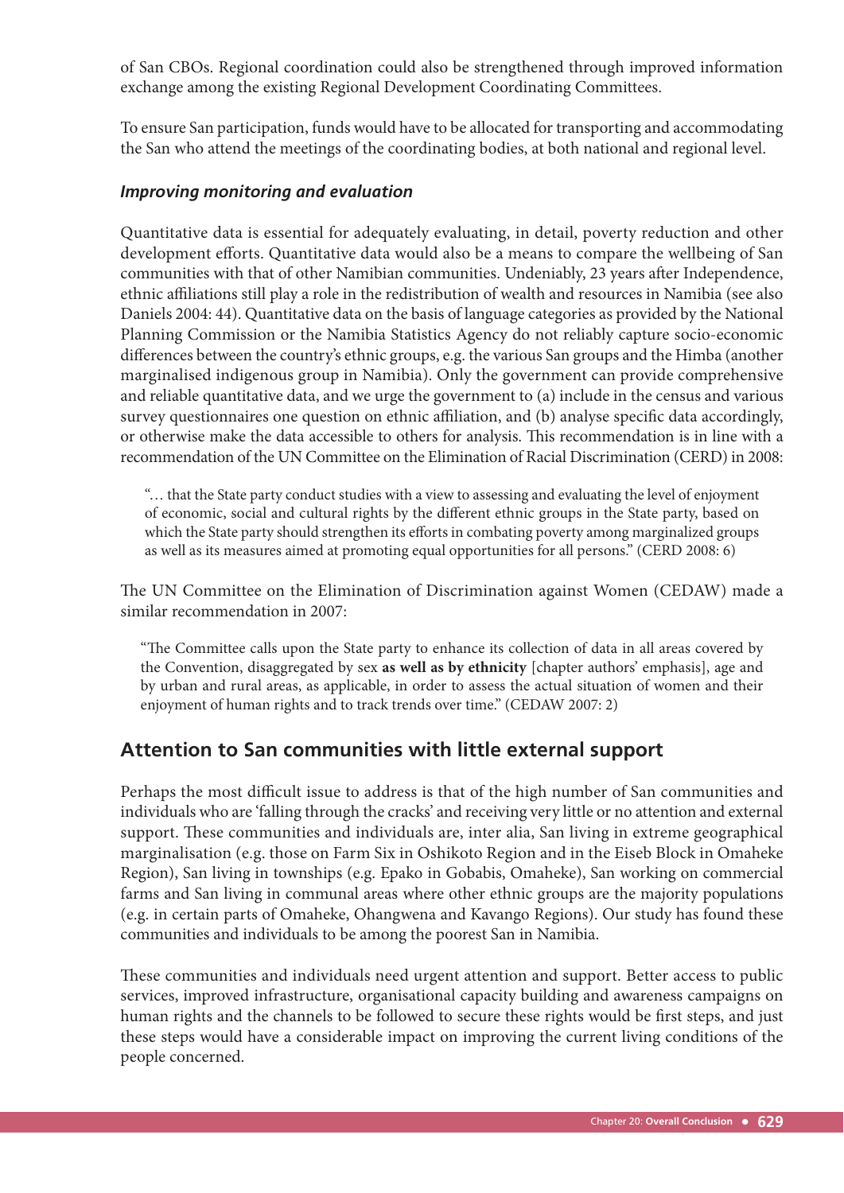of San CBOs. Regional coordination could also be strengthened through improved information exchange among the existing Regional Development Coordinating Committees.

To ensure San participation, funds would have to be allocated for transporting and accommodating the San who attend the meetings of the coordinating bodies, at both national and regional level.

### *Improving monitoring and evaluation*

Quantitative data is essential for adequately evaluating, in detail, poverty reduction and other development efforts. Quantitative data would also be a means to compare the wellbeing of San communities with that of other Namibian communities. Undeniably, 23 years after Independence, ethnic affiliations still play a role in the redistribution of wealth and resources in Namibia (see also Daniels 2004: 44). Quantitative data on the basis of language categories as provided by the National Planning Commission or the Namibia Statistics Agency do not reliably capture socio-economic differences between the country's ethnic groups, e.g. the various San groups and the Himba (another marginalised indigenous group in Namibia). Only the government can provide comprehensive and reliable quantitative data, and we urge the government to (a) include in the census and various survey questionnaires one question on ethnic affiliation, and (b) analyse specific data accordingly, or otherwise make the data accessible to others for analysis. This recommendation is in line with a recommendation of the UN Committee on the Elimination of Racial Discrimination (CERD) in 2008:

> "… that the State party conduct studies with a view to assessing and evaluating the level of enjoyment of economic, social and cultural rights by the different ethnic groups in the State party, based on which the State party should strengthen its efforts in combating poverty among marginalized groups as well as its measures aimed at promoting equal opportunities for all persons." (CERD 2008: 6)

The UN Committee on the Elimination of Discrimination against Women (CEDAW) made a similar recommendation in 2007:

> "The Committee calls upon the State party to enhance its collection of data in all areas covered by the Convention, disaggregated by sex **as well as by ethnicity** [chapter authors' emphasis], age and by urban and rural areas, as applicable, in order to assess the actual situation of women and their enjoyment of human rights and to track trends over time." (CEDAW 2007: 2)

## Attention to San communities with little external support

Perhaps the most difficult issue to address is that of the high number of San communities and individuals who are 'falling through the cracks' and receiving very little or no attention and external support. These communities and individuals are, inter alia, San living in extreme geographical marginalisation (e.g. those on Farm Six in Oshikoto Region and in the Eiseb Block in Omaheke Region), San living in townships (e.g. Epako in Gobabis, Omaheke), San working on commercial farms and San living in communal areas where other ethnic groups are the majority populations (e.g. in certain parts of Omaheke, Ohangwena and Kavango Regions). Our study has found these communities and individuals to be among the poorest San in Namibia.

These communities and individuals need urgent attention and support. Better access to public services, improved infrastructure, organisational capacity building and awareness campaigns on human rights and the channels to be followed to secure these rights would be first steps, and just these steps would have a considerable impact on improving the current living conditions of the people concerned.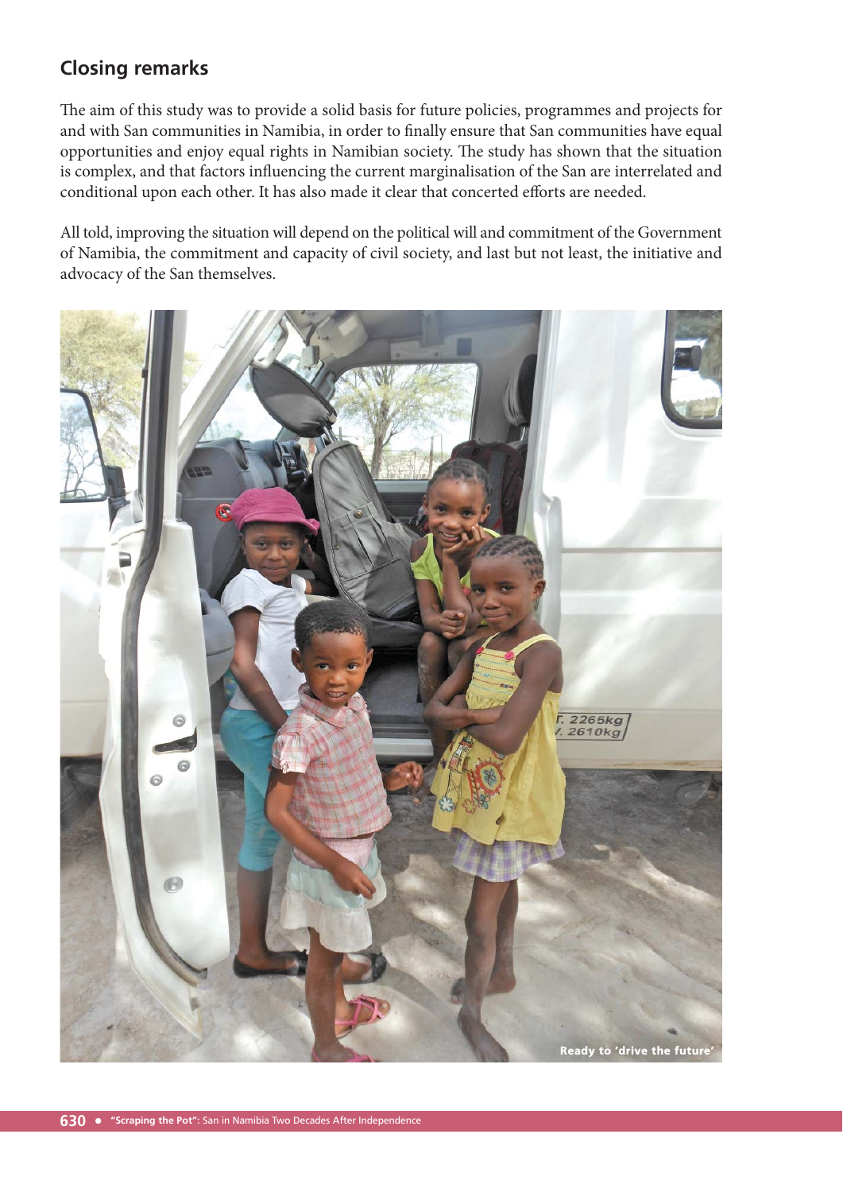## Closing remarks

The aim of this study was to provide a solid basis for future policies, programmes and projects for and with San communities in Namibia, in order to finally ensure that San communities have equal opportunities and enjoy equal rights in Namibian society. The study has shown that the situation is complex, and that factors influencing the current marginalisation of the San are interrelated and conditional upon each other. It has also made it clear that concerted efforts are needed.

All told, improving the situation will depend on the political will and commitment of the Government of Namibia, the commitment and capacity of civil society, and last but not least, the initiative and advocacy of the San themselves.

Ready to 'drive the future'